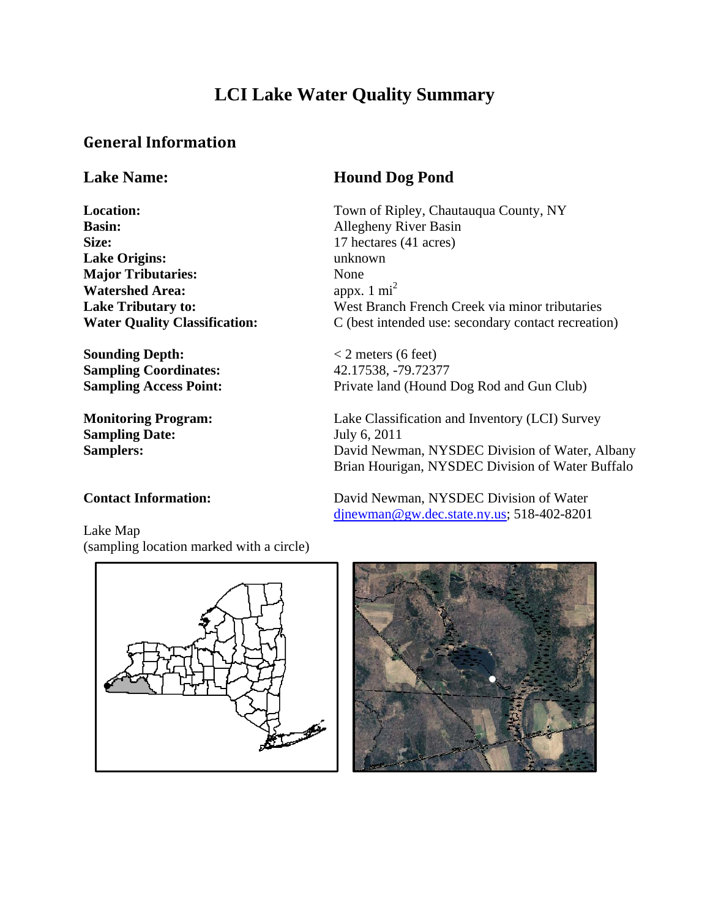# LCI Lake Water Quality Summary

## General Information

### Lake Name: Hound Dog Pond

**Location:** Town of Ripley, Chautauqua County, NY
**Basin:** Allegheny River Basin
**Size:** 17 hectares (41 acres)
**Lake Origins:** unknown
**Major Tributaries:** None
**Watershed Area:** appx. 1 $mi^2$
**Lake Tributary to:** West Branch French Creek via minor tributaries
**Water Quality Classification:** C (best intended use: secondary contact recreation)

**Sounding Depth:** < 2 meters (6 feet)
**Sampling Coordinates:** 42.17538, -79.72377
**Sampling Access Point:** Private land (Hound Dog Rod and Gun Club)

**Monitoring Program:** Lake Classification and Inventory (LCI) Survey
**Sampling Date:** July 6, 2011
**Samplers:** David Newman, NYSDEC Division of Water, Albany
Brian Hourigan, NYSDEC Division of Water Buffalo

**Contact Information:** David Newman, NYSDEC Division of Water
djnewman@gw.dec.state.ny.us; 518-402-8201

Lake Map
(sampling location marked with a circle)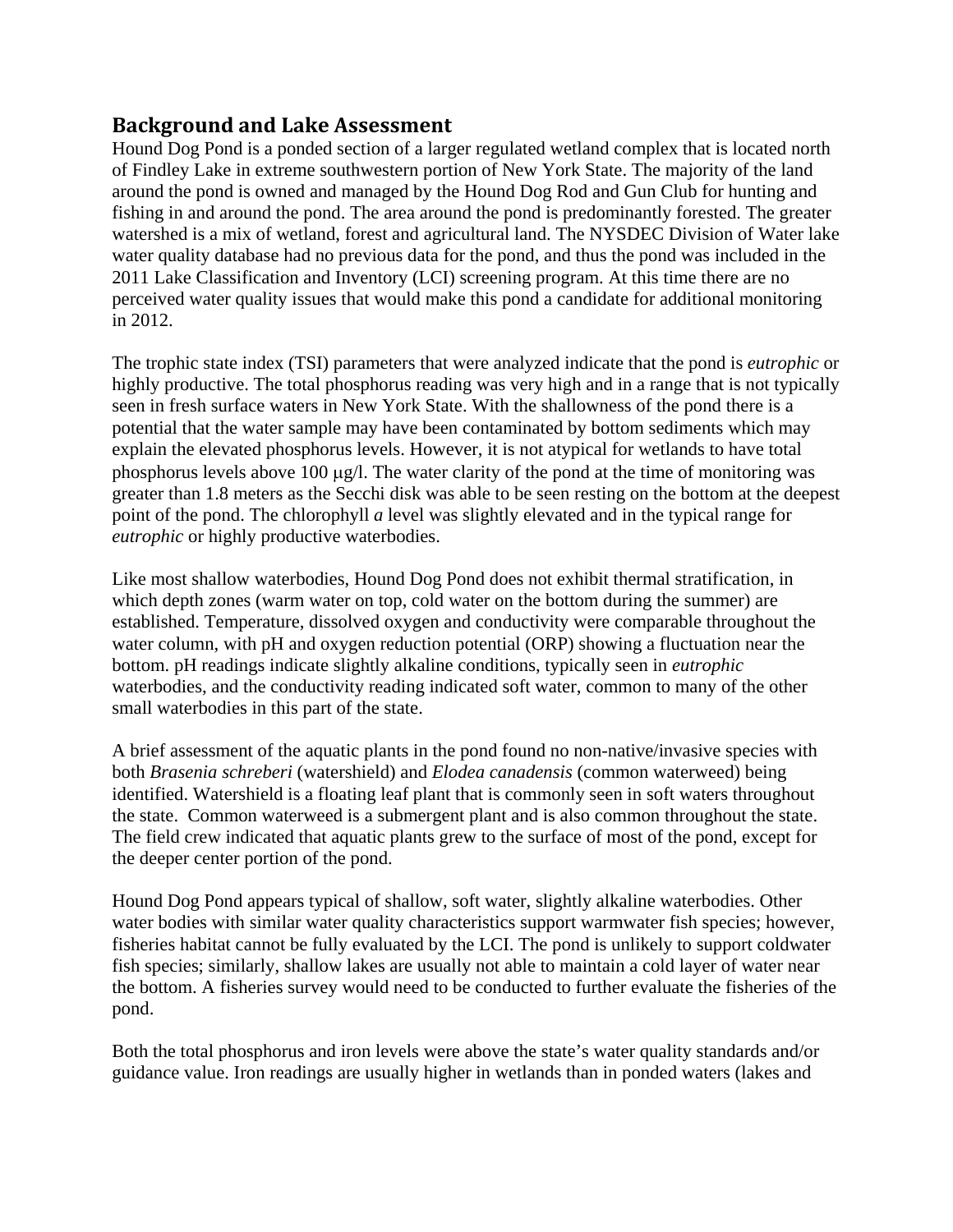## Background and Lake Assessment

Hound Dog Pond is a ponded section of a larger regulated wetland complex that is located north of Findley Lake in extreme southwestern portion of New York State. The majority of the land around the pond is owned and managed by the Hound Dog Rod and Gun Club for hunting and fishing in and around the pond. The area around the pond is predominantly forested. The greater watershed is a mix of wetland, forest and agricultural land. The NYSDEC Division of Water lake water quality database had no previous data for the pond, and thus the pond was included in the 2011 Lake Classification and Inventory (LCI) screening program. At this time there are no perceived water quality issues that would make this pond a candidate for additional monitoring in 2012.

The trophic state index (TSI) parameters that were analyzed indicate that the pond is *eutrophic* or highly productive. The total phosphorus reading was very high and in a range that is not typically seen in fresh surface waters in New York State. With the shallowness of the pond there is a potential that the water sample may have been contaminated by bottom sediments which may explain the elevated phosphorus levels. However, it is not atypical for wetlands to have total phosphorus levels above 100 μg/l. The water clarity of the pond at the time of monitoring was greater than 1.8 meters as the Secchi disk was able to be seen resting on the bottom at the deepest point of the pond. The chlorophyll *a* level was slightly elevated and in the typical range for *eutrophic* or highly productive waterbodies.

Like most shallow waterbodies, Hound Dog Pond does not exhibit thermal stratification, in which depth zones (warm water on top, cold water on the bottom during the summer) are established. Temperature, dissolved oxygen and conductivity were comparable throughout the water column, with pH and oxygen reduction potential (ORP) showing a fluctuation near the bottom. pH readings indicate slightly alkaline conditions, typically seen in *eutrophic* waterbodies, and the conductivity reading indicated soft water, common to many of the other small waterbodies in this part of the state.

A brief assessment of the aquatic plants in the pond found no non-native/invasive species with both *Brasenia schreberi* (watershield) and *Elodea canadensis* (common waterweed) being identified. Watershield is a floating leaf plant that is commonly seen in soft waters throughout the state. Common waterweed is a submergent plant and is also common throughout the state. The field crew indicated that aquatic plants grew to the surface of most of the pond, except for the deeper center portion of the pond.

Hound Dog Pond appears typical of shallow, soft water, slightly alkaline waterbodies. Other water bodies with similar water quality characteristics support warmwater fish species; however, fisheries habitat cannot be fully evaluated by the LCI. The pond is unlikely to support coldwater fish species; similarly, shallow lakes are usually not able to maintain a cold layer of water near the bottom. A fisheries survey would need to be conducted to further evaluate the fisheries of the pond.

Both the total phosphorus and iron levels were above the state's water quality standards and/or guidance value. Iron readings are usually higher in wetlands than in ponded waters (lakes and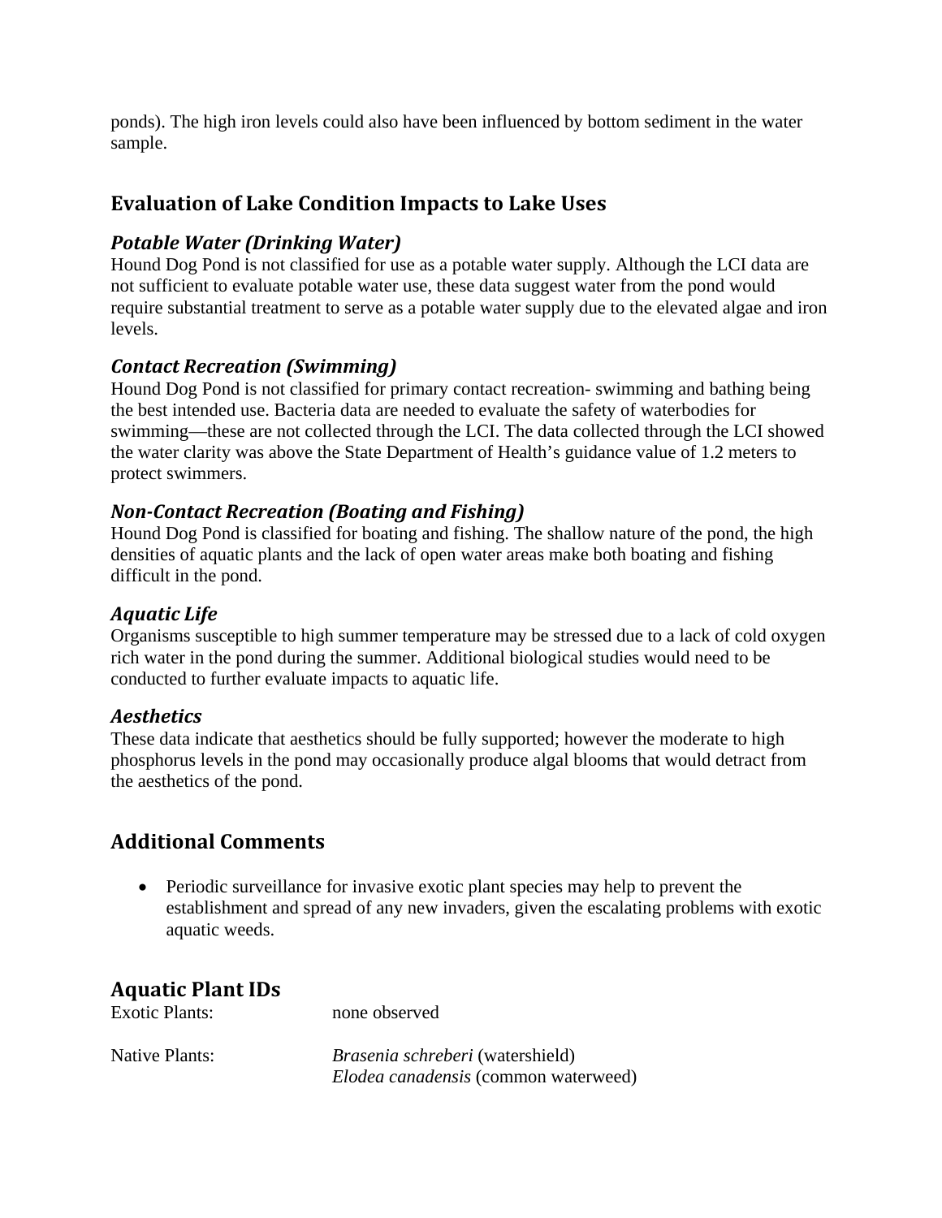ponds). The high iron levels could also have been influenced by bottom sediment in the water sample.

## Evaluation of Lake Condition Impacts to Lake Uses

### *Potable Water (Drinking Water)*

Hound Dog Pond is not classified for use as a potable water supply. Although the LCI data are not sufficient to evaluate potable water use, these data suggest water from the pond would require substantial treatment to serve as a potable water supply due to the elevated algae and iron levels.

### *Contact Recreation (Swimming)*

Hound Dog Pond is not classified for primary contact recreation- swimming and bathing being the best intended use. Bacteria data are needed to evaluate the safety of waterbodies for swimming—these are not collected through the LCI. The data collected through the LCI showed the water clarity was above the State Department of Health's guidance value of 1.2 meters to protect swimmers.

### *Non-Contact Recreation (Boating and Fishing)*

Hound Dog Pond is classified for boating and fishing. The shallow nature of the pond, the high densities of aquatic plants and the lack of open water areas make both boating and fishing difficult in the pond.

### *Aquatic Life*

Organisms susceptible to high summer temperature may be stressed due to a lack of cold oxygen rich water in the pond during the summer. Additional biological studies would need to be conducted to further evaluate impacts to aquatic life.

### *Aesthetics*

These data indicate that aesthetics should be fully supported; however the moderate to high phosphorus levels in the pond may occasionally produce algal blooms that would detract from the aesthetics of the pond.

## Additional Comments

- Periodic surveillance for invasive exotic plant species may help to prevent the establishment and spread of any new invaders, given the escalating problems with exotic aquatic weeds.

## Aquatic Plant IDs

| | |
|---|---|
| Exotic Plants: | none observed |
| Native Plants: | *Brasenia schreberi* (watershield)<br>*Elodea canadensis* (common waterweed) |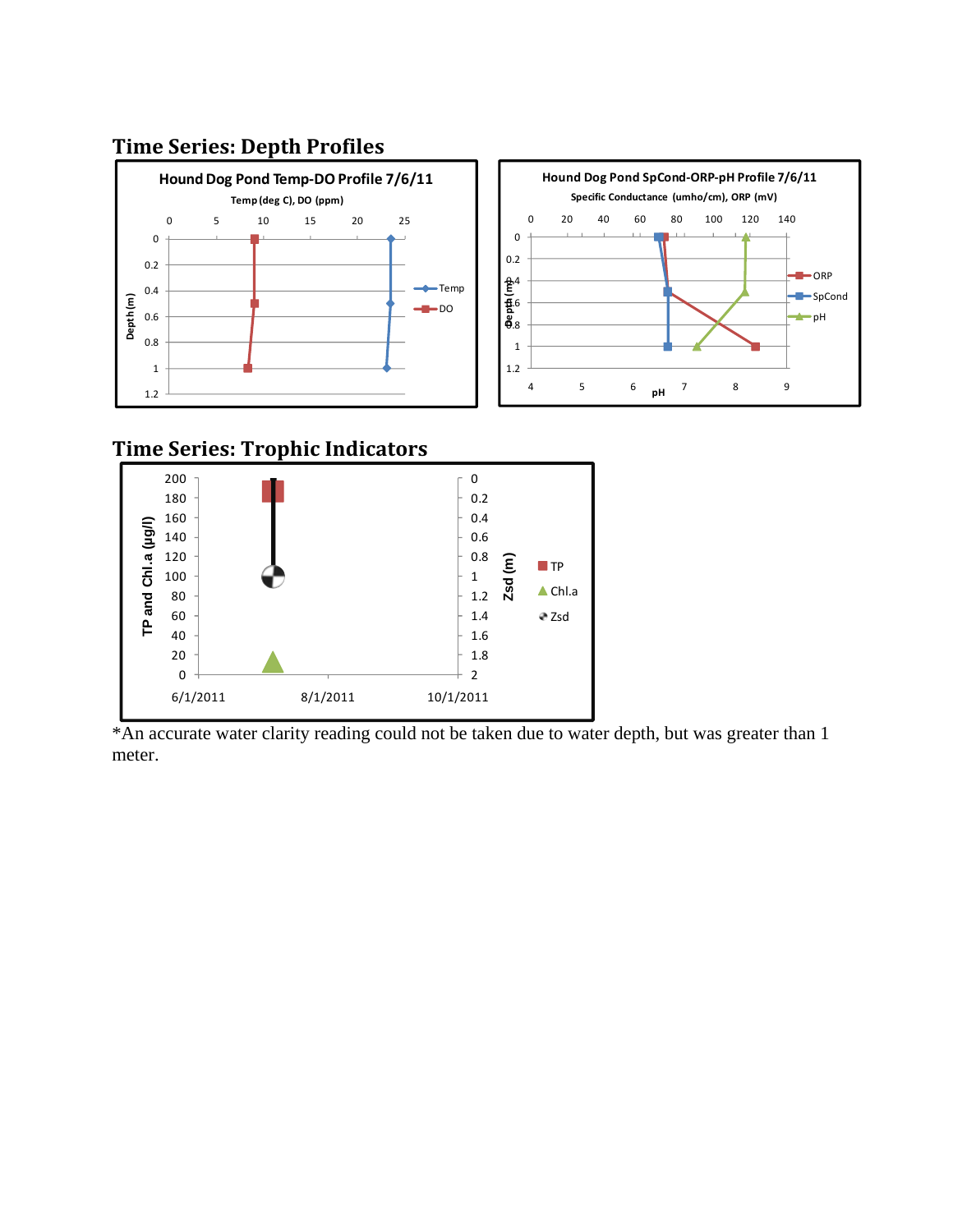## Time Series: Depth Profiles

## Time Series: Trophic Indicators

*An accurate water clarity reading could not be taken due to water depth, but was greater than 1 meter.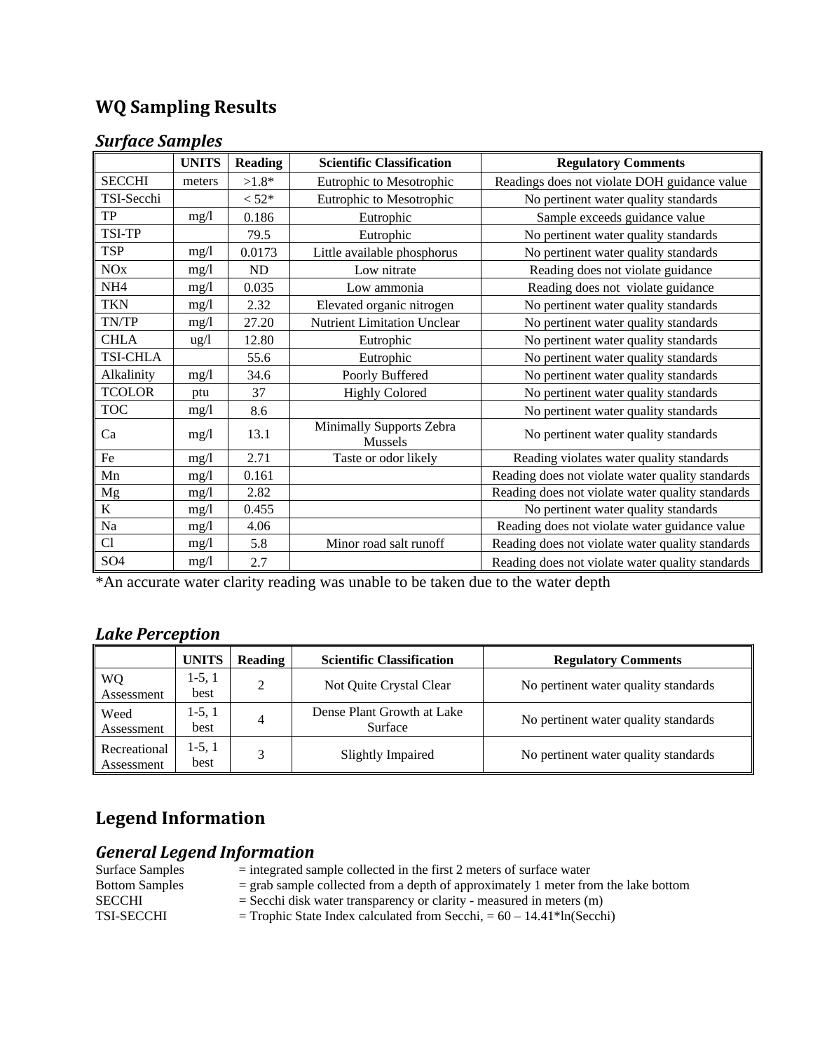## WQ Sampling Results

### *Surface Samples*

| | UNITS | Reading | Scientific Classification | Regulatory Comments |
|---|---|---|---|---|
| SECCHI | meters | >1.8* | Eutrophic to Mesotrophic | Readings does not violate DOH guidance value |
| TSI-Secchi | | < 52* | Eutrophic to Mesotrophic | No pertinent water quality standards |
| TP | mg/l | 0.186 | Eutrophic | Sample exceeds guidance value |
| TSI-TP | | 79.5 | Eutrophic | No pertinent water quality standards |
| TSP | mg/l | 0.0173 | Little available phosphorus | No pertinent water quality standards |
| NOx | mg/l | ND | Low nitrate | Reading does not violate guidance |
| NH4 | mg/l | 0.035 | Low ammonia | Reading does not violate guidance |
| TKN | mg/l | 2.32 | Elevated organic nitrogen | No pertinent water quality standards |
| TN/TP | mg/l | 27.20 | Nutrient Limitation Unclear | No pertinent water quality standards |
| CHLA | ug/l | 12.80 | Eutrophic | No pertinent water quality standards |
| TSI-CHLA | | 55.6 | Eutrophic | No pertinent water quality standards |
| Alkalinity | mg/l | 34.6 | Poorly Buffered | No pertinent water quality standards |
| TCOLOR | ptu | 37 | Highly Colored | No pertinent water quality standards |
| TOC | mg/l | 8.6 | | No pertinent water quality standards |
| Ca | mg/l | 13.1 | Minimally Supports Zebra Mussels | No pertinent water quality standards |
| Fe | mg/l | 2.71 | Taste or odor likely | Reading violates water quality standards |
| Mn | mg/l | 0.161 | | Reading does not violate water quality standards |
| Mg | mg/l | 2.82 | | Reading does not violate water quality standards |
| K | mg/l | 0.455 | | No pertinent water quality standards |
| Na | mg/l | 4.06 | | Reading does not violate water guidance value |
| Cl | mg/l | 5.8 | Minor road salt runoff | Reading does not violate water quality standards |
| SO4 | mg/l | 2.7 | | Reading does not violate water quality standards |

*An accurate water clarity reading was unable to be taken due to the water depth

### *Lake Perception*

| | UNITS | Reading | Scientific Classification | Regulatory Comments |
|---|---|---|---|---|
| WQ Assessment | 1-5, 1 best | 2 | Not Quite Crystal Clear | No pertinent water quality standards |
| Weed Assessment | 1-5, 1 best | 4 | Dense Plant Growth at Lake Surface | No pertinent water quality standards |
| Recreational Assessment | 1-5, 1 best | 3 | Slightly Impaired | No pertinent water quality standards |

## Legend Information

### *General Legend Information*

Surface Samples = integrated sample collected in the first 2 meters of surface water
Bottom Samples = grab sample collected from a depth of approximately 1 meter from the lake bottom
SECCHI = Secchi disk water transparency or clarity - measured in meters (m)
TSI-SECCHI = Trophic State Index calculated from Secchi, $= 60 - 14.41*\ln(\text{Secchi})$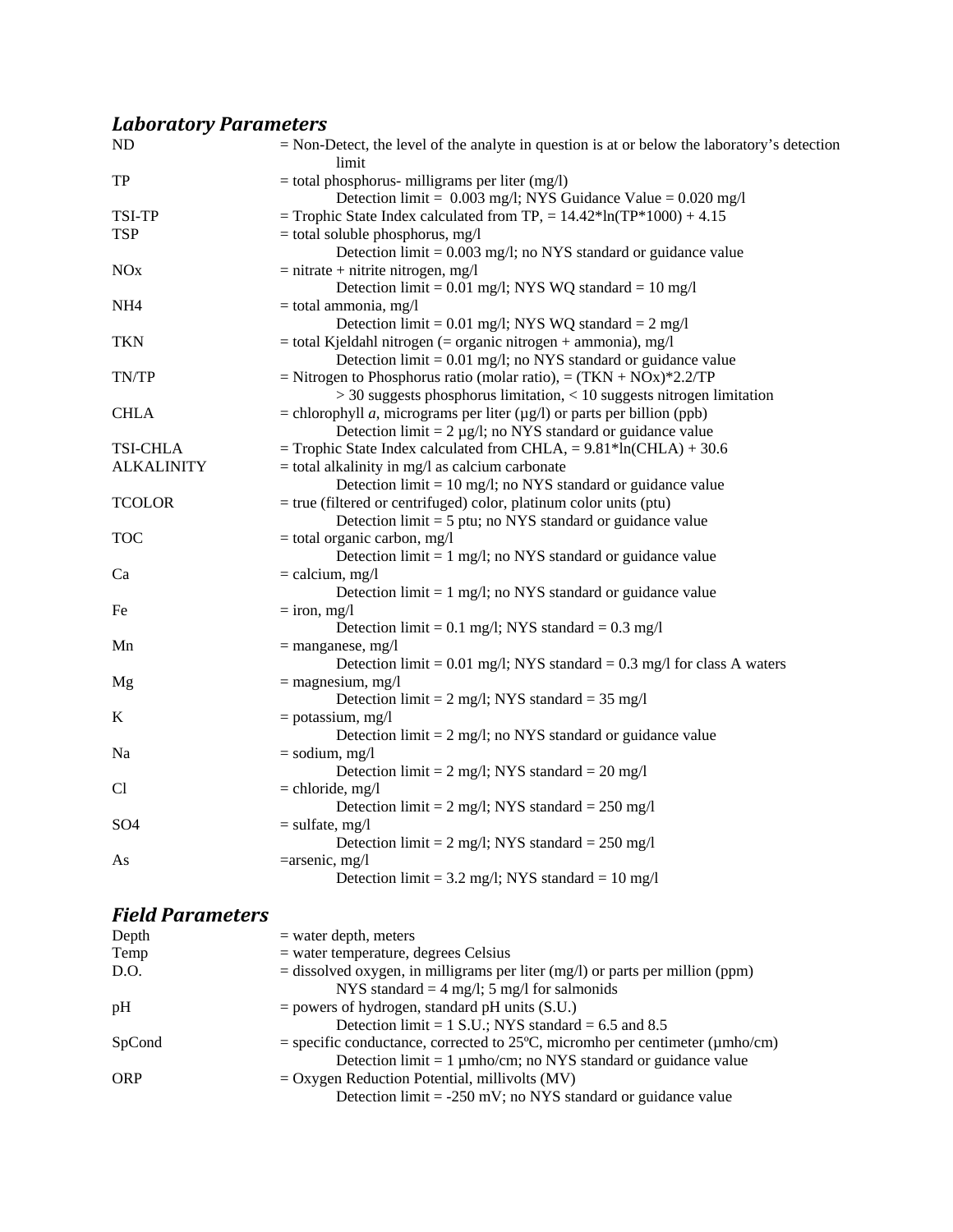### *Laboratory Parameters*

| | |
|---|---|
| ND | = Non-Detect, the level of the analyte in question is at or below the laboratory's detection limit |
| TP | = total phosphorus- milligrams per liter (mg/l)<br>Detection limit = 0.003 mg/l; NYS Guidance Value = 0.020 mg/l |
| TSI-TP | = Trophic State Index calculated from TP, = 14.42\*ln(TP\*1000) + 4.15 |
| TSP | = total soluble phosphorus, mg/l<br>Detection limit = 0.003 mg/l; no NYS standard or guidance value |
| NOx | = nitrate + nitrite nitrogen, mg/l<br>Detection limit = 0.01 mg/l; NYS WQ standard = 10 mg/l |
| NH4 | = total ammonia, mg/l<br>Detection limit = 0.01 mg/l; NYS WQ standard = 2 mg/l |
| TKN | = total Kjeldahl nitrogen (= organic nitrogen + ammonia), mg/l<br>Detection limit = 0.01 mg/l; no NYS standard or guidance value |
| TN/TP | = Nitrogen to Phosphorus ratio (molar ratio), = (TKN + NOx)\*2.2/TP<br>> 30 suggests phosphorus limitation, < 10 suggests nitrogen limitation |
| CHLA | = chlorophyll *a*, micrograms per liter (µg/l) or parts per billion (ppb)<br>Detection limit = 2 µg/l; no NYS standard or guidance value |
| TSI-CHLA | = Trophic State Index calculated from CHLA, = 9.81\*ln(CHLA) + 30.6 |
| ALKALINITY | = total alkalinity in mg/l as calcium carbonate<br>Detection limit = 10 mg/l; no NYS standard or guidance value |
| TCOLOR | = true (filtered or centrifuged) color, platinum color units (ptu)<br>Detection limit = 5 ptu; no NYS standard or guidance value |
| TOC | = total organic carbon, mg/l<br>Detection limit = 1 mg/l; no NYS standard or guidance value |
| Ca | = calcium, mg/l<br>Detection limit = 1 mg/l; no NYS standard or guidance value |
| Fe | = iron, mg/l<br>Detection limit = 0.1 mg/l; NYS standard = 0.3 mg/l |
| Mn | = manganese, mg/l<br>Detection limit = 0.01 mg/l; NYS standard = 0.3 mg/l for class A waters |
| Mg | = magnesium, mg/l<br>Detection limit = 2 mg/l; NYS standard = 35 mg/l |
| K | = potassium, mg/l<br>Detection limit = 2 mg/l; no NYS standard or guidance value |
| Na | = sodium, mg/l<br>Detection limit = 2 mg/l; NYS standard = 20 mg/l |
| Cl | = chloride, mg/l<br>Detection limit = 2 mg/l; NYS standard = 250 mg/l |
| SO4 | = sulfate, mg/l<br>Detection limit = 2 mg/l; NYS standard = 250 mg/l |
| As | =arsenic, mg/l<br>Detection limit = 3.2 mg/l; NYS standard = 10 mg/l |

### *Field Parameters*

| | |
|---|---|
| Depth | = water depth, meters |
| Temp | = water temperature, degrees Celsius |
| D.O. | = dissolved oxygen, in milligrams per liter (mg/l) or parts per million (ppm)<br>NYS standard = 4 mg/l; 5 mg/l for salmonids |
| pH | = powers of hydrogen, standard pH units (S.U.)<br>Detection limit = 1 S.U.; NYS standard = 6.5 and 8.5 |
| SpCond | = specific conductance, corrected to 25ºC, micromho per centimeter (µmho/cm)<br>Detection limit = 1 µmho/cm; no NYS standard or guidance value |
| ORP | = Oxygen Reduction Potential, millivolts (MV)<br>Detection limit = -250 mV; no NYS standard or guidance value |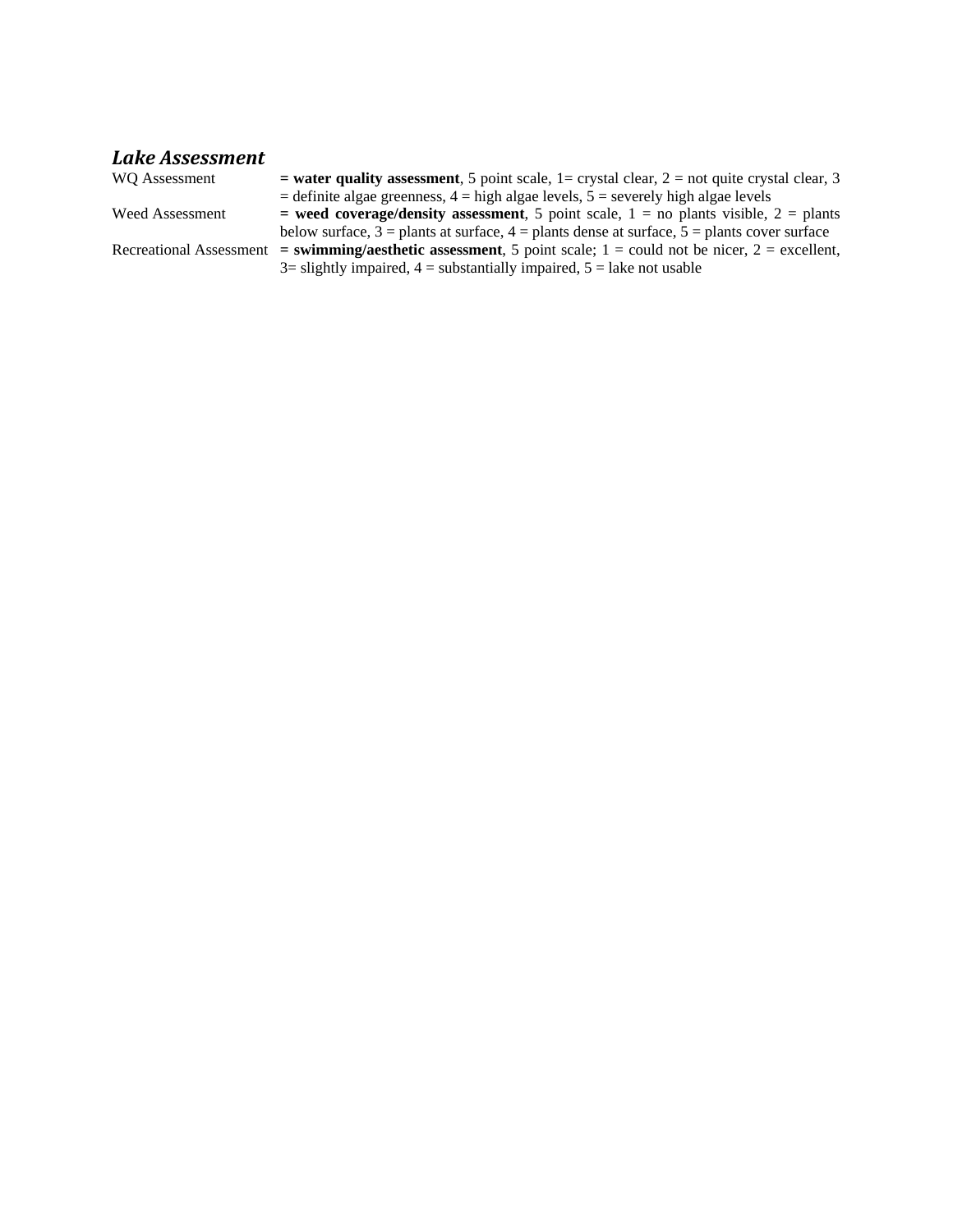### ***Lake Assessment***

| | |
|---|---|
| WQ Assessment | **= water quality assessment**, 5 point scale, 1= crystal clear, 2 = not quite crystal clear, 3 = definite algae greenness, 4 = high algae levels, 5 = severely high algae levels |
| Weed Assessment | **= weed coverage/density assessment**, 5 point scale, 1 = no plants visible, 2 = plants below surface, 3 = plants at surface, 4 = plants dense at surface, 5 = plants cover surface |
| Recreational Assessment | **= swimming/aesthetic assessment**, 5 point scale; 1 = could not be nicer, 2 = excellent, 3= slightly impaired, 4 = substantially impaired, 5 = lake not usable |